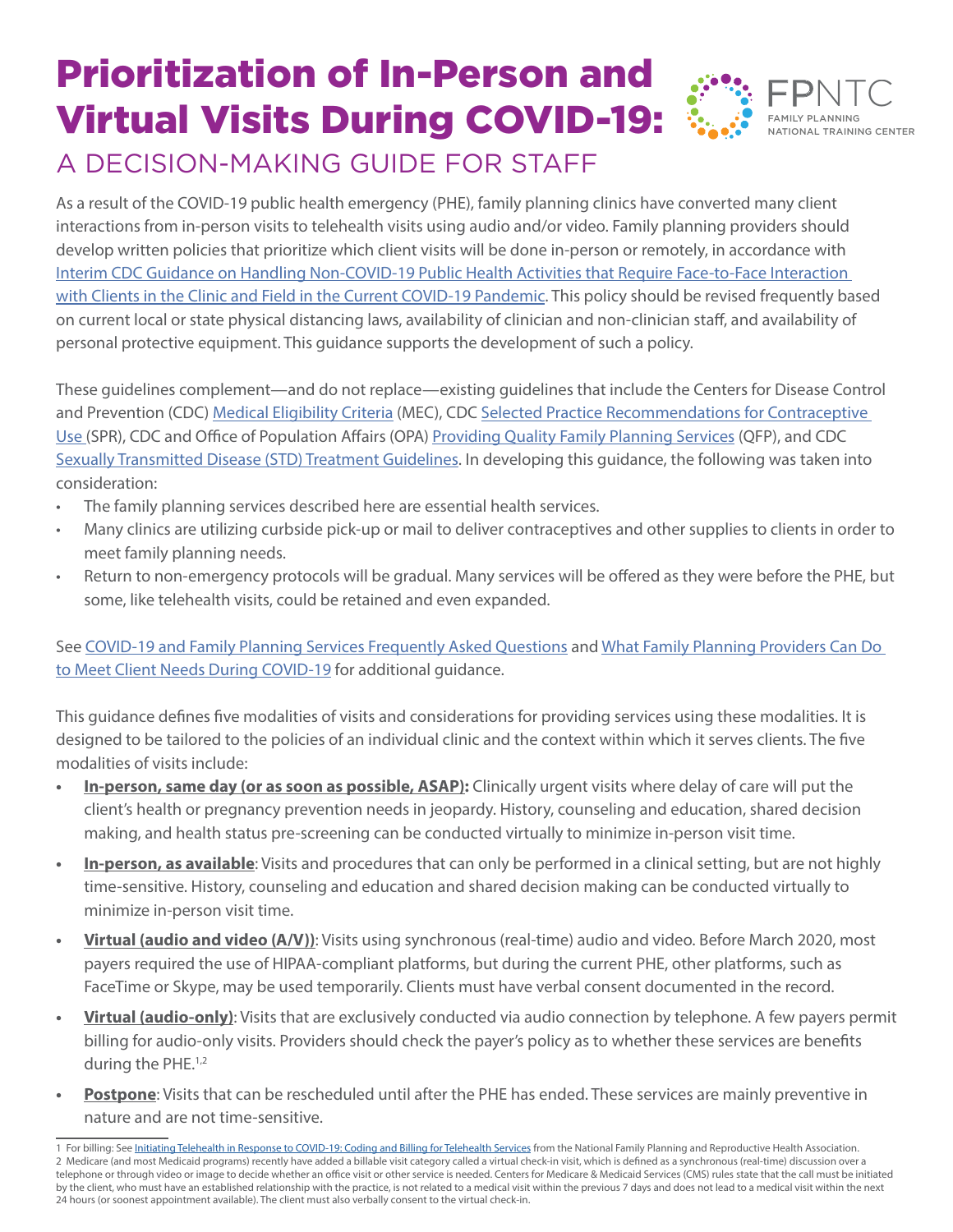# Prioritization of In-Person and Virtual Visits During COVID-19:

## A DECISION-MAKING GUIDE FOR STAFF

FPNTC
FAMILY PLANNING NATIONAL TRAINING CENTER

As a result of the COVID-19 public health emergency (PHE), family planning clinics have converted many client interactions from in-person visits to telehealth visits using audio and/or video. Family planning providers should develop written policies that prioritize which client visits will be done in-person or remotely, in accordance with Interim CDC Guidance on Handling Non-COVID-19 Public Health Activities that Require Face-to-Face Interaction with Clients in the Clinic and Field in the Current COVID-19 Pandemic. This policy should be revised frequently based on current local or state physical distancing laws, availability of clinician and non-clinician staff, and availability of personal protective equipment. This guidance supports the development of such a policy.

These guidelines complement—and do not replace—existing guidelines that include the Centers for Disease Control and Prevention (CDC) Medical Eligibility Criteria (MEC), CDC Selected Practice Recommendations for Contraceptive Use (SPR), CDC and Office of Population Affairs (OPA) Providing Quality Family Planning Services (QFP), and CDC Sexually Transmitted Disease (STD) Treatment Guidelines. In developing this guidance, the following was taken into consideration:

- The family planning services described here are essential health services.
- Many clinics are utilizing curbside pick-up or mail to deliver contraceptives and other supplies to clients in order to meet family planning needs.
- Return to non-emergency protocols will be gradual. Many services will be offered as they were before the PHE, but some, like telehealth visits, could be retained and even expanded.

See COVID-19 and Family Planning Services Frequently Asked Questions and What Family Planning Providers Can Do to Meet Client Needs During COVID-19 for additional guidance.

This guidance defines five modalities of visits and considerations for providing services using these modalities. It is designed to be tailored to the policies of an individual clinic and the context within which it serves clients. The five modalities of visits include:

- **In-person, same day (or as soon as possible, ASAP):** Clinically urgent visits where delay of care will put the client's health or pregnancy prevention needs in jeopardy. History, counseling and education, shared decision making, and health status pre-screening can be conducted virtually to minimize in-person visit time.
- **In-person, as available**: Visits and procedures that can only be performed in a clinical setting, but are not highly time-sensitive. History, counseling and education and shared decision making can be conducted virtually to minimize in-person visit time.
- **Virtual (audio and video (A/V))**: Visits using synchronous (real-time) audio and video. Before March 2020, most payers required the use of HIPAA-compliant platforms, but during the current PHE, other platforms, such as FaceTime or Skype, may be used temporarily. Clients must have verbal consent documented in the record.
- **Virtual (audio-only)**: Visits that are exclusively conducted via audio connection by telephone. A few payers permit billing for audio-only visits. Providers should check the payer's policy as to whether these services are benefits during the PHE.[1,2]
- **Postpone**: Visits that can be rescheduled until after the PHE has ended. These services are mainly preventive in nature and are not time-sensitive.

---

1 For billing: See Initiating Telehealth in Response to COVID-19: Coding and Billing for Telehealth Services from the National Family Planning and Reproductive Health Association.

2 Medicare (and most Medicaid programs) recently have added a billable visit category called a virtual check-in visit, which is defined as a synchronous (real-time) discussion over a telephone or through video or image to decide whether an office visit or other service is needed. Centers for Medicare & Medicaid Services (CMS) rules state that the call must be initiated by the client, who must have an established relationship with the practice, is not related to a medical visit within the previous 7 days and does not lead to a medical visit within the next 24 hours (or soonest appointment available). The client must also verbally consent to the virtual check-in.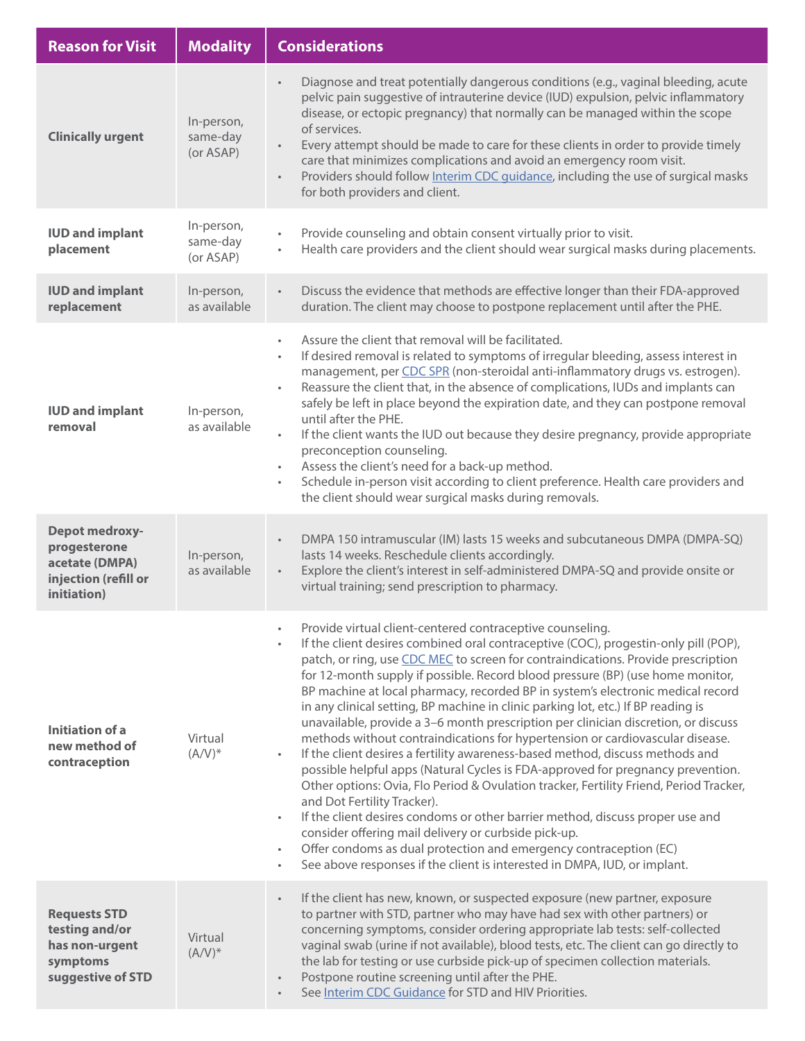| Reason for Visit | Modality | Considerations |
|---|---|---|
| **Clinically urgent** | In-person, same-day (or ASAP) | • Diagnose and treat potentially dangerous conditions (e.g., vaginal bleeding, acute pelvic pain suggestive of intrauterine device (IUD) expulsion, pelvic inflammatory disease, or ectopic pregnancy) that normally can be managed within the scope of services.<br>• Every attempt should be made to care for these clients in order to provide timely care that minimizes complications and avoid an emergency room visit.<br>• Providers should follow Interim CDC guidance, including the use of surgical masks for both providers and client. |
| **IUD and implant placement** | In-person, same-day (or ASAP) | • Provide counseling and obtain consent virtually prior to visit.<br>• Health care providers and the client should wear surgical masks during placements. |
| **IUD and implant replacement** | In-person, as available | • Discuss the evidence that methods are effective longer than their FDA-approved duration. The client may choose to postpone replacement until after the PHE. |
| **IUD and implant removal** | In-person, as available | • Assure the client that removal will be facilitated.<br>• If desired removal is related to symptoms of irregular bleeding, assess interest in management, per CDC SPR (non-steroidal anti-inflammatory drugs vs. estrogen).<br>• Reassure the client that, in the absence of complications, IUDs and implants can safely be left in place beyond the expiration date, and they can postpone removal until after the PHE.<br>• If the client wants the IUD out because they desire pregnancy, provide appropriate preconception counseling.<br>• Assess the client's need for a back-up method.<br>• Schedule in-person visit according to client preference. Health care providers and the client should wear surgical masks during removals. |
| **Depot medroxy-progesterone acetate (DMPA) injection (refill or initiation)** | In-person, as available | • DMPA 150 intramuscular (IM) lasts 15 weeks and subcutaneous DMPA (DMPA-SQ) lasts 14 weeks. Reschedule clients accordingly.<br>• Explore the client's interest in self-administered DMPA-SQ and provide onsite or virtual training; send prescription to pharmacy. |
| **Initiation of a new method of contraception** | Virtual (A/V)* | • Provide virtual client-centered contraceptive counseling.<br>• If the client desires combined oral contraceptive (COC), progestin-only pill (POP), patch, or ring, use CDC MEC to screen for contraindications. Provide prescription for 12-month supply if possible. Record blood pressure (BP) (use home monitor, BP machine at local pharmacy, recorded BP in system's electronic medical record in any clinical setting, BP machine in clinic parking lot, etc.) If BP reading is unavailable, provide a 3–6 month prescription per clinician discretion, or discuss methods without contraindications for hypertension or cardiovascular disease.<br>• If the client desires a fertility awareness-based method, discuss methods and possible helpful apps (Natural Cycles is FDA-approved for pregnancy prevention. Other options: Ovia, Flo Period & Ovulation tracker, Fertility Friend, Period Tracker, and Dot Fertility Tracker).<br>• If the client desires condoms or other barrier method, discuss proper use and consider offering mail delivery or curbside pick-up.<br>• Offer condoms as dual protection and emergency contraception (EC)<br>• See above responses if the client is interested in DMPA, IUD, or implant. |
| **Requests STD testing and/or has non-urgent symptoms suggestive of STD** | Virtual (A/V)* | • If the client has new, known, or suspected exposure (new partner, exposure to partner with STD, partner who may have had sex with other partners) or concerning symptoms, consider ordering appropriate lab tests: self-collected vaginal swab (urine if not available), blood tests, etc. The client can go directly to the lab for testing or use curbside pick-up of specimen collection materials.<br>• Postpone routine screening until after the PHE.<br>• See Interim CDC Guidance for STD and HIV Priorities. |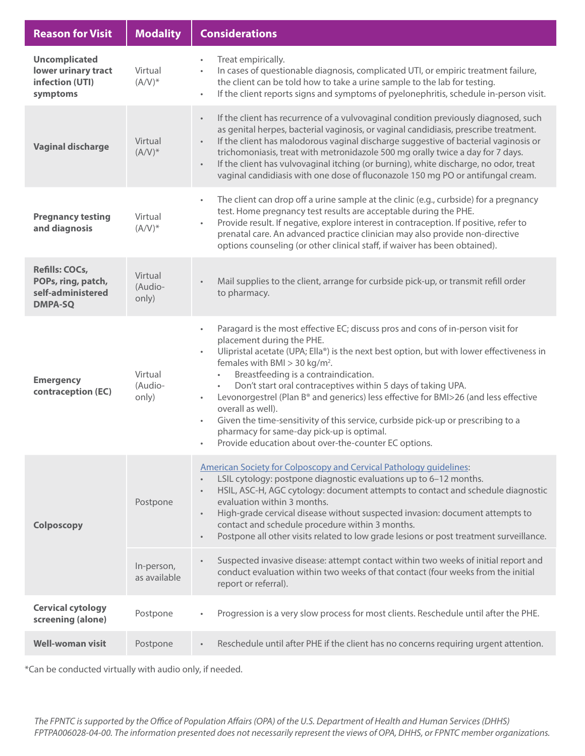| Reason for Visit | Modality | Considerations |
|---|---|---|
| **Uncomplicated lower urinary tract infection (UTI) symptoms** | Virtual (A/V)* | • Treat empirically.<br>• In cases of questionable diagnosis, complicated UTI, or empiric treatment failure, the client can be told how to take a urine sample to the lab for testing.<br>• If the client reports signs and symptoms of pyelonephritis, schedule in-person visit. |
| **Vaginal discharge** | Virtual (A/V)* | • If the client has recurrence of a vulvovaginal condition previously diagnosed, such as genital herpes, bacterial vaginosis, or vaginal candidiasis, prescribe treatment.<br>• If the client has malodorous vaginal discharge suggestive of bacterial vaginosis or trichomoniasis, treat with metronidazole 500 mg orally twice a day for 7 days.<br>• If the client has vulvovaginal itching (or burning), white discharge, no odor, treat vaginal candidiasis with one dose of fluconazole 150 mg PO or antifungal cream. |
| **Pregnancy testing and diagnosis** | Virtual (A/V)* | • The client can drop off a urine sample at the clinic (e.g., curbside) for a pregnancy test. Home pregnancy test results are acceptable during the PHE.<br>• Provide result. If negative, explore interest in contraception. If positive, refer to prenatal care. An advanced practice clinician may also provide non-directive options counseling (or other clinical staff, if waiver has been obtained). |
| **Refills: COCs, POPs, ring, patch, self-administered DMPA-SQ** | Virtual (Audio-only) | • Mail supplies to the client, arrange for curbside pick-up, or transmit refill order to pharmacy. |
| **Emergency contraception (EC)** | Virtual (Audio-only) | • Paragard is the most effective EC; discuss pros and cons of in-person visit for placement during the PHE.<br>• Ulipristal acetate (UPA; Ella®) is the next best option, but with lower effectiveness in females with BMI > 30 kg/m².<br>&nbsp;&nbsp;&nbsp;&nbsp;• Breastfeeding is a contraindication.<br>&nbsp;&nbsp;&nbsp;&nbsp;• Don't start oral contraceptives within 5 days of taking UPA.<br>• Levonorgestrel (Plan B® and generics) less effective for BMI>26 (and less effective overall as well).<br>• Given the time-sensitivity of this service, curbside pick-up or prescribing to a pharmacy for same-day pick-up is optimal.<br>• Provide education about over-the-counter EC options. |
| **Colposcopy** | Postpone | American Society for Colposcopy and Cervical Pathology guidelines:<br>• LSIL cytology: postpone diagnostic evaluations up to 6–12 months.<br>• HSIL, ASC-H, AGC cytology: document attempts to contact and schedule diagnostic evaluation within 3 months.<br>• High-grade cervical disease without suspected invasion: document attempts to contact and schedule procedure within 3 months.<br>• Postpone all other visits related to low grade lesions or post treatment surveillance. |
| | In-person, as available | • Suspected invasive disease: attempt contact within two weeks of initial report and conduct evaluation within two weeks of that contact (four weeks from the initial report or referral). |
| **Cervical cytology screening (alone)** | Postpone | • Progression is a very slow process for most clients. Reschedule until after the PHE. |
| **Well-woman visit** | Postpone | • Reschedule until after PHE if the client has no concerns requiring urgent attention. |

*Can be conducted virtually with audio only, if needed.

*The FPNTC is supported by the Office of Population Affairs (OPA) of the U.S. Department of Health and Human Services (DHHS) FPTPA006028-04-00. The information presented does not necessarily represent the views of OPA, DHHS, or FPNTC member organizations.*